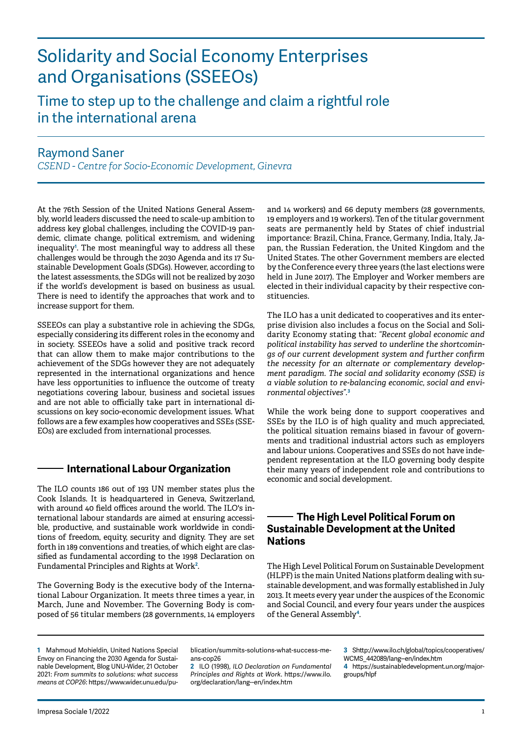# Solidarity and Social Economy Enterprises and Organisations (SSEEOs)

## Time to step up to the challenge and claim a rightful role in the international arena

### Raymond Saner

*CSEND - Centre for Socio-Economic Development, Ginevra*

At the 76th Session of the United Nations General Assembly, world leaders discussed the need to scale-up ambition to address key global challenges, including the COVID-19 pandemic, climate change, political extremism, and widening inequality[1]. The most meaningful way to address all these challenges would be through the 2030 Agenda and its 17 Sustainable Development Goals (SDGs). However, according to the latest assessments, the SDGs will not be realized by 2030 if the world's development is based on business as usual. There is need to identify the approaches that work and to increase support for them.

SSEEOs can play a substantive role in achieving the SDGs, especially considering its different roles in the economy and in society. SSEEOs have a solid and positive track record that can allow them to make major contributions to the achievement of the SDGs however they are not adequately represented in the international organizations and hence have less opportunities to influence the outcome of treaty negotiations covering labour, business and societal issues and are not able to officially take part in international discussions on key socio-economic development issues. What follows are a few examples how cooperatives and SSEs (SSEEOs) are excluded from international processes.

## International Labour Organization

The ILO counts 186 out of 193 UN member states plus the Cook Islands. It is headquartered in Geneva, Switzerland, with around 40 field offices around the world. The ILO's international labour standards are aimed at ensuring accessible, productive, and sustainable work worldwide in conditions of freedom, equity, security and dignity. They are set forth in 189 conventions and treaties, of which eight are classified as fundamental according to the 1998 Declaration on Fundamental Principles and Rights at Work[2].

The Governing Body is the executive body of the International Labour Organization. It meets three times a year, in March, June and November. The Governing Body is composed of 56 titular members (28 governments, 14 employers and 14 workers) and 66 deputy members (28 governments, 19 employers and 19 workers). Ten of the titular government seats are permanently held by States of chief industrial importance: Brazil, China, France, Germany, India, Italy, Japan, the Russian Federation, the United Kingdom and the United States. The other Government members are elected by the Conference every three years (the last elections were held in June 2017). The Employer and Worker members are elected in their individual capacity by their respective constituencies.

The ILO has a unit dedicated to cooperatives and its enterprise division also includes a focus on the Social and Solidarity Economy stating that: *"Recent global economic and political instability has served to underline the shortcomings of our current development system and further confirm the necessity for an alternate or complementary development paradigm. The social and solidarity economy (SSE) is a viable solution to re-balancing economic, social and environmental objectives"*.[3]

While the work being done to support cooperatives and SSEs by the ILO is of high quality and much appreciated, the political situation remains biased in favour of governments and traditional industrial actors such as employers and labour unions. Cooperatives and SSEs do not have independent representation at the ILO governing body despite their many years of independent role and contributions to economic and social development.

## The High Level Political Forum on Sustainable Development at the United Nations

The High Level Political Forum on Sustainable Development (HLPF) is the main United Nations platform dealing with sustainable development, and was formally established in July 2013. It meets every year under the auspices of the Economic and Social Council, and every four years under the auspices of the General Assembly[4].

---

1 Mahmoud Mohieldin, United Nations Special Envoy on Financing the 2030 Agenda for Sustainable Development, Blog UNU-Wider, 21 October 2021: *From summits to solutions: what success means at COP26*: https://www.wider.unu.edu/publication/summits-solutions-what-success-means-cop26

2 ILO (1998), *ILO Declaration on Fundamental Principles and Rights at Work*. https://www.ilo.org/declaration/lang--en/index.htm

3 Shttp://www.ilo.ch/global/topics/cooperatives/WCMS_442089/lang--en/index.htm

4 https://sustainabledevelopment.un.org/majorgroups/hlpf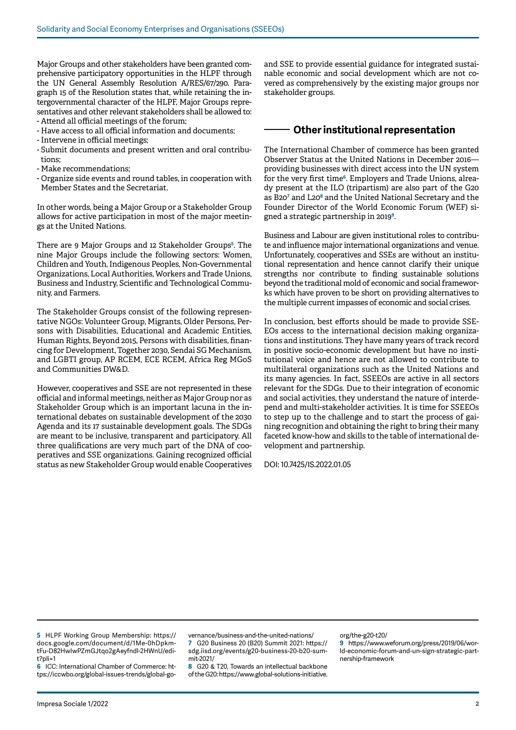Major Groups and other stakeholders have been granted comprehensive participatory opportunities in the HLPF through the UN General Assembly Resolution A/RES/67/290. Paragraph 15 of the Resolution states that, while retaining the intergovernmental character of the HLPF, Major Groups representatives and other relevant stakeholders shall be allowed to:

- Attend all official meetings of the forum;
- Have access to all official information and documents;
- Intervene in official meetings;
- Submit documents and present written and oral contributions;
- Make recommendations;
- Organize side events and round tables, in cooperation with Member States and the Secretariat.

In other words, being a Major Group or a Stakeholder Group allows for active participation in most of the major meetings at the United Nations.

There are 9 Major Groups and 12 Stakeholder Groups[5]. The nine Major Groups include the following sectors: Women, Children and Youth, Indigenous Peoples, Non-Governmental Organizations, Local Authorities, Workers and Trade Unions, Business and Industry, Scientific and Technological Community, and Farmers.

The Stakeholder Groups consist of the following representative NGOs: Volunteer Group, Migrants, Older Persons, Persons with Disabilities, Educational and Academic Entities, Human Rights, Beyond 2015, Persons with disabilities, financing for Development, Together 2030, Sendai SG Mechanism, and LGBTI group, AP RCEM, ECE RCEM, Africa Reg MGoS and Communities DW&D.

However, cooperatives and SSE are not represented in these official and informal meetings, neither as Major Group nor as Stakeholder Group which is an important lacuna in the international debates on sustainable development of the 2030 Agenda and its 17 sustainable development goals. The SDGs are meant to be inclusive, transparent and participatory. All three qualifications are very much part of the DNA of cooperatives and SSE organizations. Gaining recognized official status as new Stakeholder Group would enable Cooperatives and SSE to provide essential guidance for integrated sustainable economic and social development which are not covered as comprehensively by the existing major groups nor stakeholder groups.

## Other institutional representation

The International Chamber of commerce has been granted Observer Status at the United Nations in December 2016—providing businesses with direct access into the UN system for the very first time[6]. Employers and Trade Unions, already present at the ILO (tripartism) are also part of the G20 as B20[7] and L20[8] and the United National Secretary and the Founder Director of the World Economic Forum (WEF) signed a strategic partnership in 2019[9].

Business and Labour are given institutional roles to contribute and influence major international organizations and venue. Unfortunately, cooperatives and SSEs are without an institutional representation and hence cannot clarify their unique strengths nor contribute to finding sustainable solutions beyond the traditional mold of economic and social frameworks which have proven to be short on providing alternatives to the multiple current impasses of economic and social crises.

In conclusion, best efforts should be made to provide SSEEOs access to the international decision making organizations and institutions. They have many years of track record in positive socio-economic development but have no institutional voice and hence are not allowed to contribute to multilateral organizations such as the United Nations and its many agencies. In fact, SSEEOs are active in all sectors relevant for the SDGs. Due to their integration of economic and social activities, they understand the nature of interdepend and multi-stakeholder activities. It is time for SSEEOs to step up to the challenge and to start the process of gaining recognition and obtaining the right to bring their many faceted know-how and skills to the table of international development and partnership.

DOI: 10.7425/IS.2022.01.05

---

5 HLPF Working Group Membership: https://docs.google.com/document/d/1Me-0hDpkmtFu-D82HwIwPZmGJtqo2gAeyfndl-2HWnU/edit?pli=1

6 ICC: International Chamber of Commerce: https://iccwbo.org/global-issues-trends/global-governance/business-and-the-united-nations/

7 G20 Business 20 (B20) Summit 2021: https://sdg.iisd.org/events/g20-business-20-b20-summit-2021/

8 G20 & T20, Towards an intellectual backbone of the G20: https://www.global-solutions-initiative.org/the-g20-t20/

9 https://www.weforum.org/press/2019/06/world-economic-forum-and-un-sign-strategic-partnership-framework